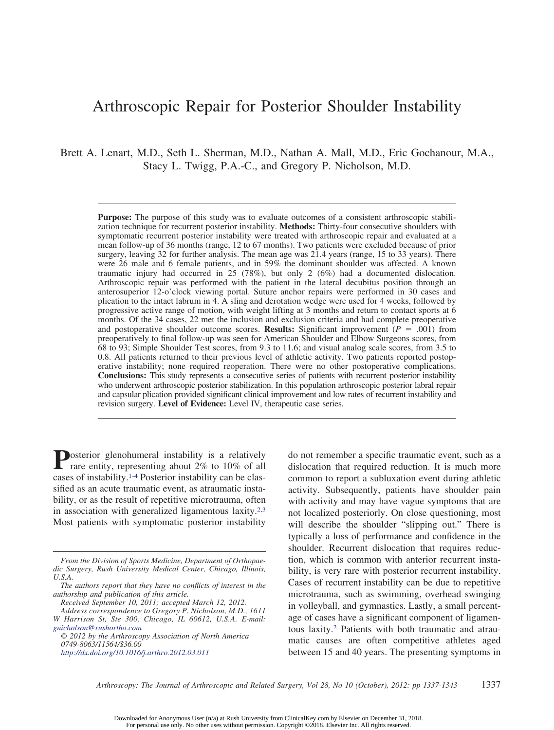# Arthroscopic Repair for Posterior Shoulder Instability

Brett A. Lenart, M.D., Seth L. Sherman, M.D., Nathan A. Mall, M.D., Eric Gochanour, M.A., Stacy L. Twigg, P.A.-C., and Gregory P. Nicholson, M.D.

**Purpose:** The purpose of this study was to evaluate outcomes of a consistent arthroscopic stabilization technique for recurrent posterior instability. **Methods:** Thirty-four consecutive shoulders with symptomatic recurrent posterior instability were treated with arthroscopic repair and evaluated at a mean follow-up of 36 months (range, 12 to 67 months). Two patients were excluded because of prior surgery, leaving 32 for further analysis. The mean age was 21.4 years (range, 15 to 33 years). There were 26 male and 6 female patients, and in 59% the dominant shoulder was affected. A known traumatic injury had occurred in 25 (78%), but only 2 (6%) had a documented dislocation. Arthroscopic repair was performed with the patient in the lateral decubitus position through an anterosuperior 12-o'clock viewing portal. Suture anchor repairs were performed in 30 cases and plication to the intact labrum in 4. A sling and derotation wedge were used for 4 weeks, followed by progressive active range of motion, with weight lifting at 3 months and return to contact sports at 6 months. Of the 34 cases, 22 met the inclusion and exclusion criteria and had complete preoperative and postoperative shoulder outcome scores. **Results:** Significant improvement ($P$ = .001) from preoperatively to final follow-up was seen for American Shoulder and Elbow Surgeons scores, from 68 to 93; Simple Shoulder Test scores, from 9.3 to 11.6; and visual analog scale scores, from 3.5 to 0.8. All patients returned to their previous level of athletic activity. Two patients reported postoperative instability; none required reoperation. There were no other postoperative complications. **Conclusions:** This study represents a consecutive series of patients with recurrent posterior instability who underwent arthroscopic posterior stabilization. In this population arthroscopic posterior labral repair and capsular plication provided significant clinical improvement and low rates of recurrent instability and revision surgery. **Level of Evidence:** Level IV, therapeutic case series.

Posterior glenohumeral instability is a relatively rare entity, representing about 2% to 10% of all cases of instability.[1-4] Posterior instability can be classified as an acute traumatic event, as atraumatic instability, or as the result of repetitive microtrauma, often in association with generalized ligamentous laxity.[2,3] Most patients with symptomatic posterior instability do not remember a specific traumatic event, such as a dislocation that required reduction. It is much more common to report a subluxation event during athletic activity. Subsequently, patients have shoulder pain with activity and may have vague symptoms that are not localized posteriorly. On close questioning, most will describe the shoulder "slipping out." There is typically a loss of performance and confidence in the shoulder. Recurrent dislocation that requires reduction, which is common with anterior recurrent instability, is very rare with posterior recurrent instability. Cases of recurrent instability can be due to repetitive microtrauma, such as swimming, overhead swinging in volleyball, and gymnastics. Lastly, a small percentage of cases have a significant component of ligamentous laxity.[2] Patients with both traumatic and atraumatic causes are often competitive athletes aged between 15 and 40 years. The presenting symptoms in

*From the Division of Sports Medicine, Department of Orthopaedic Surgery, Rush University Medical Center, Chicago, Illinois, U.S.A.*

*The authors report that they have no conflicts of interest in the authorship and publication of this article.*

*Received September 10, 2011; accepted March 12, 2012.*

*Address correspondence to Gregory P. Nicholson, M.D., 1611 W Harrison St, Ste 300, Chicago, IL 60612, U.S.A. E-mail: gnicholson@rushortho.com*

*© 2012 by the Arthroscopy Association of North America*
*0749-8063/11564/$36.00*
*http://dx.doi.org/10.1016/j.arthro.2012.03.011*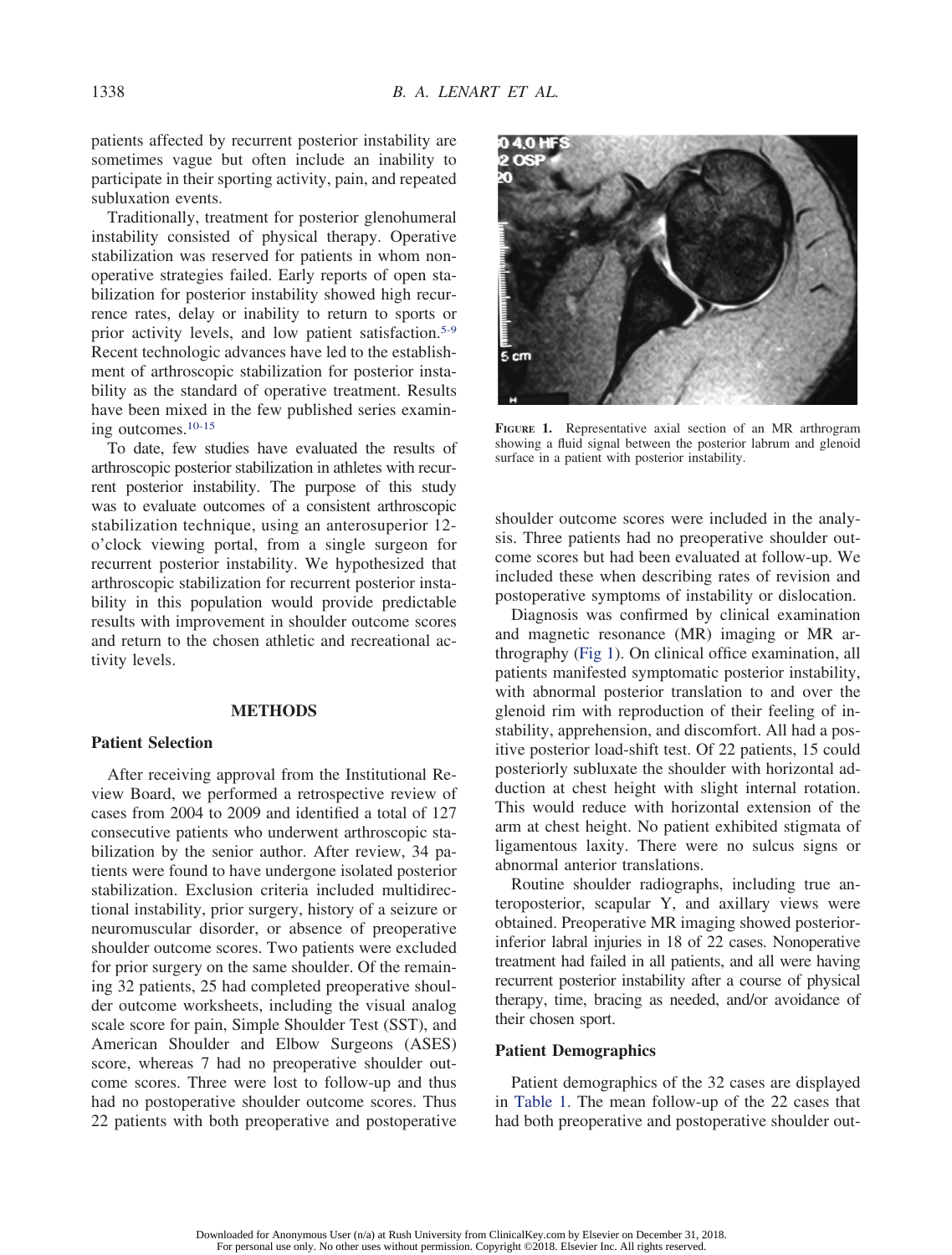patients affected by recurrent posterior instability are sometimes vague but often include an inability to participate in their sporting activity, pain, and repeated subluxation events.

Traditionally, treatment for posterior glenohumeral instability consisted of physical therapy. Operative stabilization was reserved for patients in whom nonoperative strategies failed. Early reports of open stabilization for posterior instability showed high recurrence rates, delay or inability to return to sports or prior activity levels, and low patient satisfaction.[5-9] Recent technologic advances have led to the establishment of arthroscopic stabilization for posterior instability as the standard of operative treatment. Results have been mixed in the few published series examining outcomes.[10-15]

To date, few studies have evaluated the results of arthroscopic posterior stabilization in athletes with recurrent posterior instability. The purpose of this study was to evaluate outcomes of a consistent arthroscopic stabilization technique, using an anterosuperior 12-o'clock viewing portal, from a single surgeon for recurrent posterior instability. We hypothesized that arthroscopic stabilization for recurrent posterior instability in this population would provide predictable results with improvement in shoulder outcome scores and return to the chosen athletic and recreational activity levels.

## METHODS

### Patient Selection

After receiving approval from the Institutional Review Board, we performed a retrospective review of cases from 2004 to 2009 and identified a total of 127 consecutive patients who underwent arthroscopic stabilization by the senior author. After review, 34 patients were found to have undergone isolated posterior stabilization. Exclusion criteria included multidirectional instability, prior surgery, history of a seizure or neuromuscular disorder, or absence of preoperative shoulder outcome scores. Two patients were excluded for prior surgery on the same shoulder. Of the remaining 32 patients, 25 had completed preoperative shoulder outcome worksheets, including the visual analog scale score for pain, Simple Shoulder Test (SST), and American Shoulder and Elbow Surgeons (ASES) score, whereas 7 had no preoperative shoulder outcome scores. Three were lost to follow-up and thus had no postoperative shoulder outcome scores. Thus 22 patients with both preoperative and postoperative shoulder outcome scores were included in the analysis. Three patients had no preoperative shoulder outcome scores but had been evaluated at follow-up. We included these when describing rates of revision and postoperative symptoms of instability or dislocation.

**Figure 1.** Representative axial section of an MR arthrogram showing a fluid signal between the posterior labrum and glenoid surface in a patient with posterior instability.

Diagnosis was confirmed by clinical examination and magnetic resonance (MR) imaging or MR arthrography (Fig 1). On clinical office examination, all patients manifested symptomatic posterior instability, with abnormal posterior translation to and over the glenoid rim with reproduction of their feeling of instability, apprehension, and discomfort. All had a positive posterior load-shift test. Of 22 patients, 15 could posteriorly subluxate the shoulder with horizontal adduction at chest height with slight internal rotation. This would reduce with horizontal extension of the arm at chest height. No patient exhibited stigmata of ligamentous laxity. There were no sulcus signs or abnormal anterior translations.

Routine shoulder radiographs, including true anteroposterior, scapular Y, and axillary views were obtained. Preoperative MR imaging showed posterior-inferior labral injuries in 18 of 22 cases. Nonoperative treatment had failed in all patients, and all were having recurrent posterior instability after a course of physical therapy, time, bracing as needed, and/or avoidance of their chosen sport.

### Patient Demographics

Patient demographics of the 32 cases are displayed in Table 1. The mean follow-up of the 22 cases that had both preoperative and postoperative shoulder out-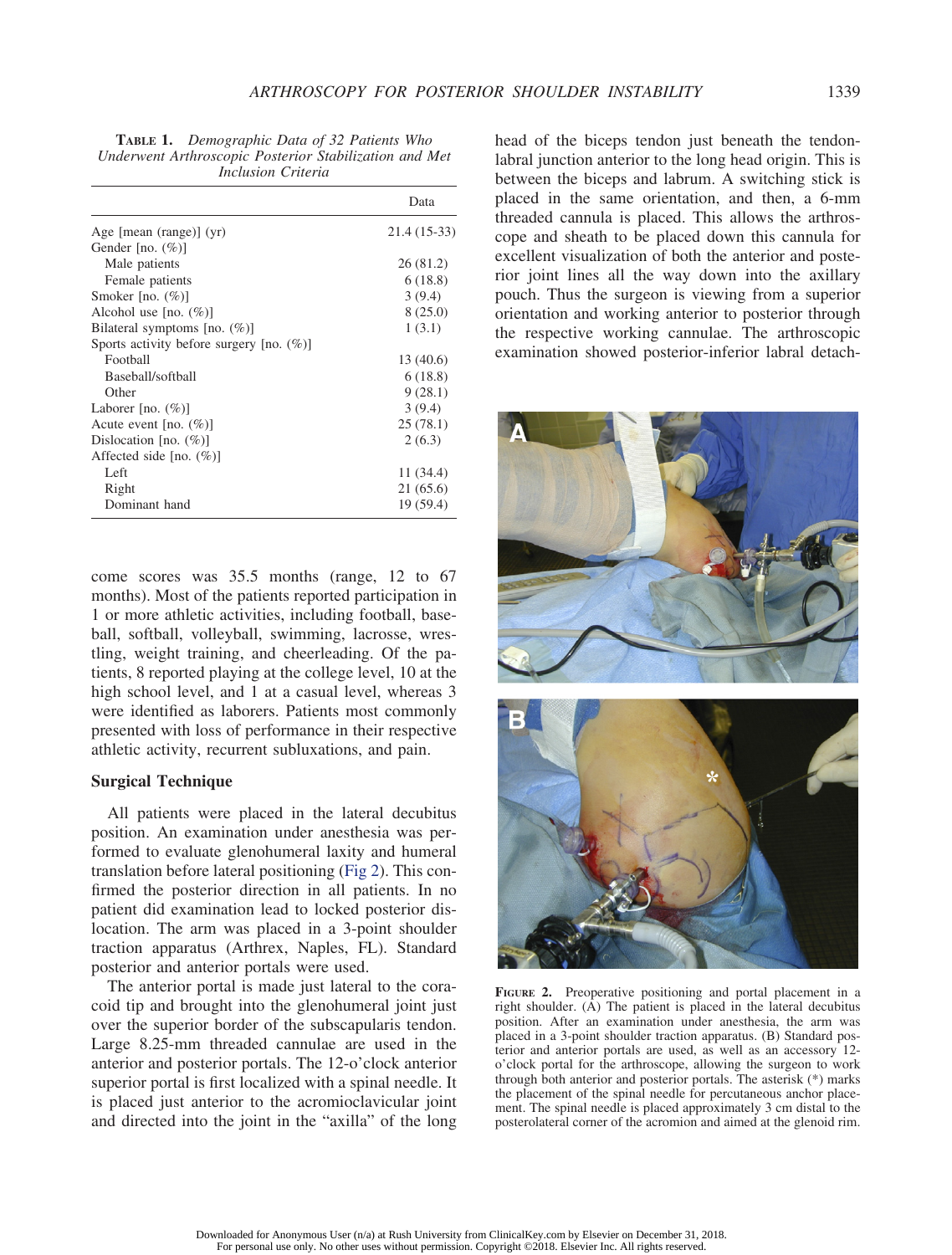**TABLE 1.** *Demographic Data of 32 Patients Who Underwent Arthroscopic Posterior Stabilization and Met Inclusion Criteria*

| | Data |
|---|---|
| Age [mean (range)] (yr) | 21.4 (15-33) |
| Gender [no. (%)] | |
| Male patients | 26 (81.2) |
| Female patients | 6 (18.8) |
| Smoker [no. (%)] | 3 (9.4) |
| Alcohol use [no. (%)] | 8 (25.0) |
| Bilateral symptoms [no. (%)] | 1 (3.1) |
| Sports activity before surgery [no. (%)] | |
| Football | 13 (40.6) |
| Baseball/softball | 6 (18.8) |
| Other | 9 (28.1) |
| Laborer [no. (%)] | 3 (9.4) |
| Acute event [no. (%)] | 25 (78.1) |
| Dislocation [no. (%)] | 2 (6.3) |
| Affected side [no. (%)] | |
| Left | 11 (34.4) |
| Right | 21 (65.6) |
| Dominant hand | 19 (59.4) |

come scores was 35.5 months (range, 12 to 67 months). Most of the patients reported participation in 1 or more athletic activities, including football, baseball, softball, volleyball, swimming, lacrosse, wrestling, weight training, and cheerleading. Of the patients, 8 reported playing at the college level, 10 at the high school level, and 1 at a casual level, whereas 3 were identified as laborers. Patients most commonly presented with loss of performance in their respective athletic activity, recurrent subluxations, and pain.

### Surgical Technique

All patients were placed in the lateral decubitus position. An examination under anesthesia was performed to evaluate glenohumeral laxity and humeral translation before lateral positioning (Fig 2). This confirmed the posterior direction in all patients. In no patient did examination lead to locked posterior dislocation. The arm was placed in a 3-point shoulder traction apparatus (Arthrex, Naples, FL). Standard posterior and anterior portals were used.

The anterior portal is made just lateral to the coracoid tip and brought into the glenohumeral joint just over the superior border of the subscapularis tendon. Large 8.25-mm threaded cannulae are used in the anterior and posterior portals. The 12-o'clock anterior superior portal is first localized with a spinal needle. It is placed just anterior to the acromioclavicular joint and directed into the joint in the "axilla" of the long head of the biceps tendon just beneath the tendon-labral junction anterior to the long head origin. This is between the biceps and labrum. A switching stick is placed in the same orientation, and then, a 6-mm threaded cannula is placed. This allows the arthroscope and sheath to be placed down this cannula for excellent visualization of both the anterior and posterior joint lines all the way down into the axillary pouch. Thus the surgeon is viewing from a superior orientation and working anterior to posterior through the respective working cannulae. The arthroscopic examination showed posterior-inferior labral detach-

**FIGURE 2.** Preoperative positioning and portal placement in a right shoulder. (A) The patient is placed in the lateral decubitus position. After an examination under anesthesia, the arm was placed in a 3-point shoulder traction apparatus. (B) Standard posterior and anterior portals are used, as well as an accessory 12-o'clock portal for the arthroscope, allowing the surgeon to work through both anterior and posterior portals. The asterisk (*) marks the placement of the spinal needle for percutaneous anchor placement. The spinal needle is placed approximately 3 cm distal to the posterolateral corner of the acromion and aimed at the glenoid rim.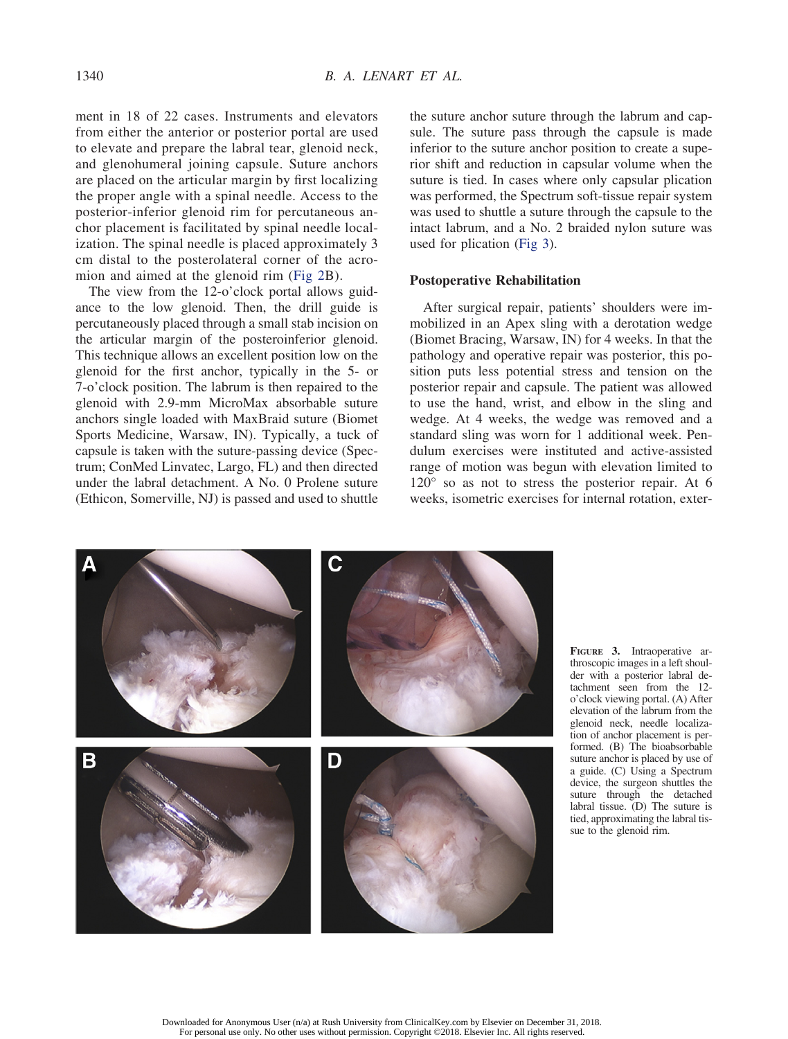ment in 18 of 22 cases. Instruments and elevators from either the anterior or posterior portal are used to elevate and prepare the labral tear, glenoid neck, and glenohumeral joining capsule. Suture anchors are placed on the articular margin by first localizing the proper angle with a spinal needle. Access to the posterior-inferior glenoid rim for percutaneous anchor placement is facilitated by spinal needle localization. The spinal needle is placed approximately 3 cm distal to the posterolateral corner of the acromion and aimed at the glenoid rim (Fig 2B).

The view from the 12-o'clock portal allows guidance to the low glenoid. Then, the drill guide is percutaneously placed through a small stab incision on the articular margin of the posteroinferior glenoid. This technique allows an excellent position low on the glenoid for the first anchor, typically in the 5- or 7-o'clock position. The labrum is then repaired to the glenoid with 2.9-mm MicroMax absorbable suture anchors single loaded with MaxBraid suture (Biomet Sports Medicine, Warsaw, IN). Typically, a tuck of capsule is taken with the suture-passing device (Spectrum; ConMed Linvatec, Largo, FL) and then directed under the labral detachment. A No. 0 Prolene suture (Ethicon, Somerville, NJ) is passed and used to shuttle the suture anchor suture through the labrum and capsule. The suture pass through the capsule is made inferior to the suture anchor position to create a superior shift and reduction in capsular volume when the suture is tied. In cases where only capsular plication was performed, the Spectrum soft-tissue repair system was used to shuttle a suture through the capsule to the intact labrum, and a No. 2 braided nylon suture was used for plication (Fig 3).

## Postoperative Rehabilitation

After surgical repair, patients' shoulders were immobilized in an Apex sling with a derotation wedge (Biomet Bracing, Warsaw, IN) for 4 weeks. In that the pathology and operative repair was posterior, this position puts less potential stress and tension on the posterior repair and capsule. The patient was allowed to use the hand, wrist, and elbow in the sling and wedge. At 4 weeks, the wedge was removed and a standard sling was worn for 1 additional week. Pendulum exercises were instituted and active-assisted range of motion was begun with elevation limited to 120° so as not to stress the posterior repair. At 6 weeks, isometric exercises for internal rotation, exter-

**Figure 3.** Intraoperative arthroscopic images in a left shoulder with a posterior labral detachment seen from the 12-o'clock viewing portal. (A) After elevation of the labrum from the glenoid neck, needle localization of anchor placement is performed. (B) The bioabsorbable suture anchor is placed by use of a guide. (C) Using a Spectrum device, the surgeon shuttles the suture through the detached labral tissue. (D) The suture is tied, approximating the labral tissue to the glenoid rim.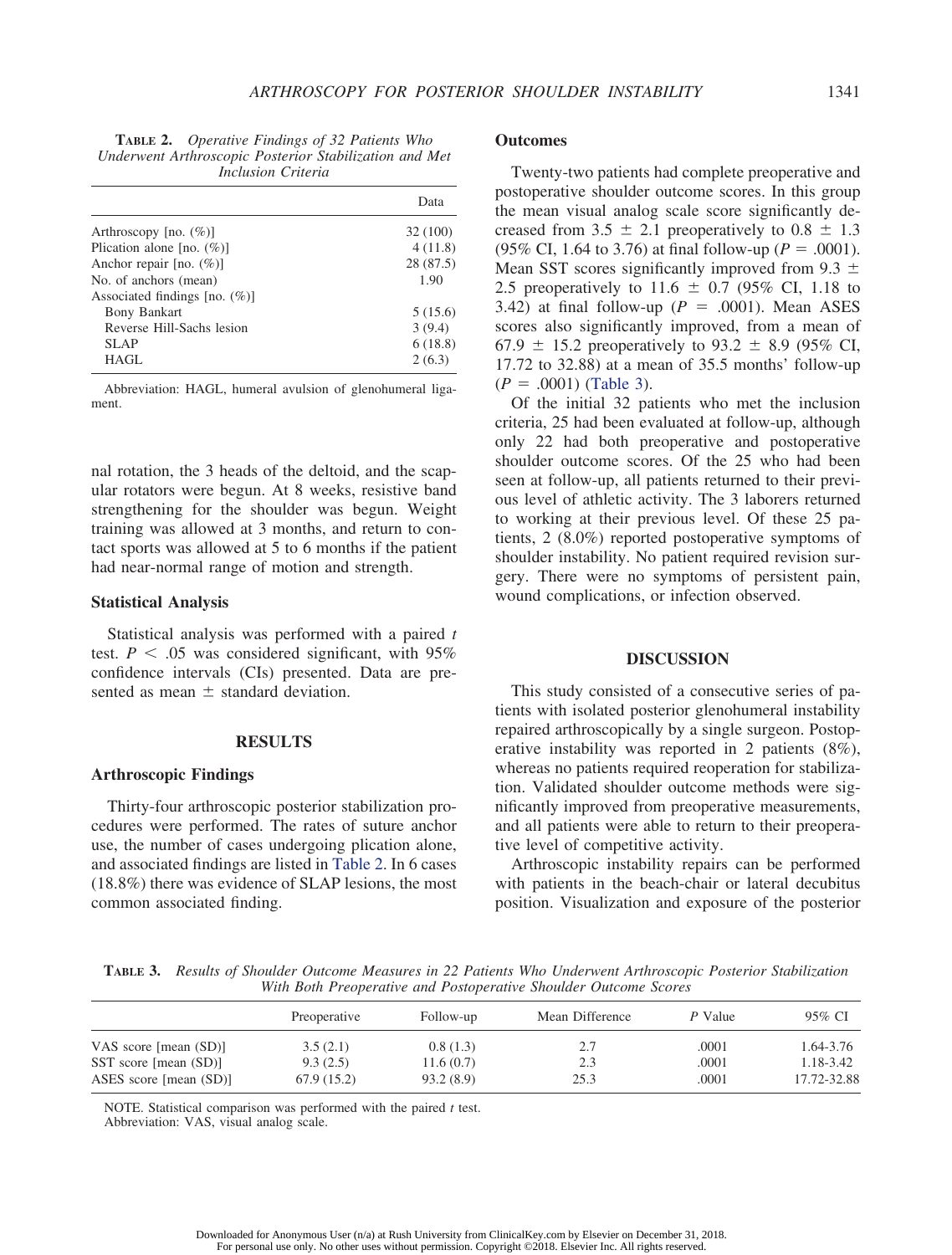**TABLE 2.** *Operative Findings of 32 Patients Who Underwent Arthroscopic Posterior Stabilization and Met Inclusion Criteria*

| | Data |
|---|---|
| Arthroscopy [no. (%)] | 32 (100) |
| Plication alone [no. (%)] | 4 (11.8) |
| Anchor repair [no. (%)] | 28 (87.5) |
| No. of anchors (mean) | 1.90 |
| Associated findings [no. (%)] | |
| Bony Bankart | 5 (15.6) |
| Reverse Hill-Sachs lesion | 3 (9.4) |
| SLAP | 6 (18.8) |
| HAGL | 2 (6.3) |

Abbreviation: HAGL, humeral avulsion of glenohumeral ligament.

nal rotation, the 3 heads of the deltoid, and the scapular rotators were begun. At 8 weeks, resistive band strengthening for the shoulder was begun. Weight training was allowed at 3 months, and return to contact sports was allowed at 5 to 6 months if the patient had near-normal range of motion and strength.

### Statistical Analysis

Statistical analysis was performed with a paired *t* test. $P < .05$ was considered significant, with 95% confidence intervals (CIs) presented. Data are presented as mean ± standard deviation.

## RESULTS

### Arthroscopic Findings

Thirty-four arthroscopic posterior stabilization procedures were performed. The rates of suture anchor use, the number of cases undergoing plication alone, and associated findings are listed in Table 2. In 6 cases (18.8%) there was evidence of SLAP lesions, the most common associated finding.

### Outcomes

Twenty-two patients had complete preoperative and postoperative shoulder outcome scores. In this group the mean visual analog scale score significantly decreased from 3.5 ± 2.1 preoperatively to 0.8 ± 1.3 (95% CI, 1.64 to 3.76) at final follow-up ($P = .0001$). Mean SST scores significantly improved from 9.3 ± 2.5 preoperatively to 11.6 ± 0.7 (95% CI, 1.18 to 3.42) at final follow-up ($P = .0001$). Mean ASES scores also significantly improved, from a mean of 67.9 ± 15.2 preoperatively to 93.2 ± 8.9 (95% CI, 17.72 to 32.88) at a mean of 35.5 months' follow-up ($P = .0001$) (Table 3).

Of the initial 32 patients who met the inclusion criteria, 25 had been evaluated at follow-up, although only 22 had both preoperative and postoperative shoulder outcome scores. Of the 25 who had been seen at follow-up, all patients returned to their previous level of athletic activity. The 3 laborers returned to working at their previous level. Of these 25 patients, 2 (8.0%) reported postoperative symptoms of shoulder instability. No patient required revision surgery. There were no symptoms of persistent pain, wound complications, or infection observed.

## DISCUSSION

This study consisted of a consecutive series of patients with isolated posterior glenohumeral instability repaired arthroscopically by a single surgeon. Postoperative instability was reported in 2 patients (8%), whereas no patients required reoperation for stabilization. Validated shoulder outcome methods were significantly improved from preoperative measurements, and all patients were able to return to their preoperative level of competitive activity.

Arthroscopic instability repairs can be performed with patients in the beach-chair or lateral decubitus position. Visualization and exposure of the posterior

**TABLE 3.** *Results of Shoulder Outcome Measures in 22 Patients Who Underwent Arthroscopic Posterior Stabilization With Both Preoperative and Postoperative Shoulder Outcome Scores*

| | Preoperative | Follow-up | Mean Difference | *P* Value | 95% CI |
|---|---|---|---|---|---|
| VAS score [mean (SD)] | 3.5 (2.1) | 0.8 (1.3) | 2.7 | .0001 | 1.64-3.76 |
| SST score [mean (SD)] | 9.3 (2.5) | 11.6 (0.7) | 2.3 | .0001 | 1.18-3.42 |
| ASES score [mean (SD)] | 67.9 (15.2) | 93.2 (8.9) | 25.3 | .0001 | 17.72-32.88 |

NOTE. Statistical comparison was performed with the paired *t* test.
Abbreviation: VAS, visual analog scale.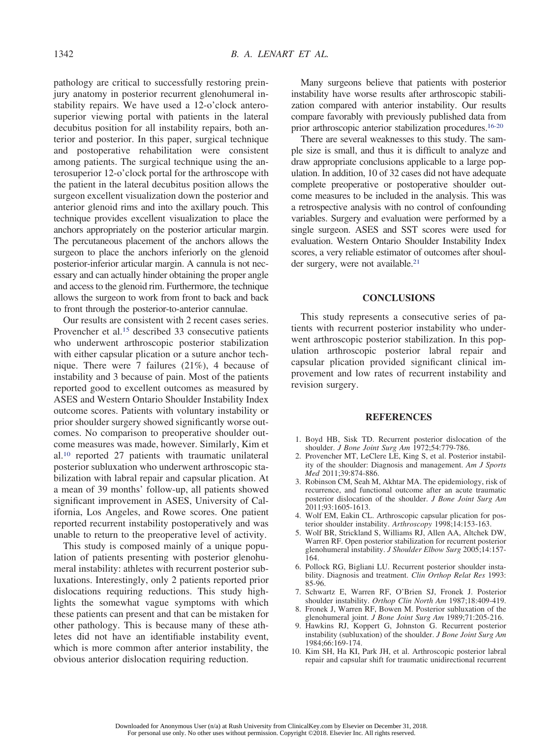pathology are critical to successfully restoring preinjury anatomy in posterior recurrent glenohumeral instability repairs. We have used a 12-o'clock anterosuperior viewing portal with patients in the lateral decubitus position for all instability repairs, both anterior and posterior. In this paper, surgical technique and postoperative rehabilitation were consistent among patients. The surgical technique using the anterosuperior 12-o'clock portal for the arthroscope with the patient in the lateral decubitus position allows the surgeon excellent visualization down the posterior and anterior glenoid rims and into the axillary pouch. This technique provides excellent visualization to place the anchors appropriately on the posterior articular margin. The percutaneous placement of the anchors allows the surgeon to place the anchors inferiorly on the glenoid posterior-inferior articular margin. A cannula is not necessary and can actually hinder obtaining the proper angle and access to the glenoid rim. Furthermore, the technique allows the surgeon to work from front to back and back to front through the posterior-to-anterior cannulae.

Our results are consistent with 2 recent cases series. Provencher et al.[15] described 33 consecutive patients who underwent arthroscopic posterior stabilization with either capsular plication or a suture anchor technique. There were 7 failures (21%), 4 because of instability and 3 because of pain. Most of the patients reported good to excellent outcomes as measured by ASES and Western Ontario Shoulder Instability Index outcome scores. Patients with voluntary instability or prior shoulder surgery showed significantly worse outcomes. No comparison to preoperative shoulder outcome measures was made, however. Similarly, Kim et al.[10] reported 27 patients with traumatic unilateral posterior subluxation who underwent arthroscopic stabilization with labral repair and capsular plication. At a mean of 39 months' follow-up, all patients showed significant improvement in ASES, University of California, Los Angeles, and Rowe scores. One patient reported recurrent instability postoperatively and was unable to return to the preoperative level of activity.

This study is composed mainly of a unique population of patients presenting with posterior glenohumeral instability: athletes with recurrent posterior subluxations. Interestingly, only 2 patients reported prior dislocations requiring reductions. This study highlights the somewhat vague symptoms with which these patients can present and that can be mistaken for other pathology. This is because many of these athletes did not have an identifiable instability event, which is more common after anterior instability, the obvious anterior dislocation requiring reduction.

Many surgeons believe that patients with posterior instability have worse results after arthroscopic stabilization compared with anterior instability. Our results compare favorably with previously published data from prior arthroscopic anterior stabilization procedures.[16-20]

There are several weaknesses to this study. The sample size is small, and thus it is difficult to analyze and draw appropriate conclusions applicable to a large population. In addition, 10 of 32 cases did not have adequate complete preoperative or postoperative shoulder outcome measures to be included in the analysis. This was a retrospective analysis with no control of confounding variables. Surgery and evaluation were performed by a single surgeon. ASES and SST scores were used for evaluation. Western Ontario Shoulder Instability Index scores, a very reliable estimator of outcomes after shoulder surgery, were not available.[21]

## CONCLUSIONS

This study represents a consecutive series of patients with recurrent posterior instability who underwent arthroscopic posterior stabilization. In this population arthroscopic posterior labral repair and capsular plication provided significant clinical improvement and low rates of recurrent instability and revision surgery.

## REFERENCES

1. Boyd HB, Sisk TD. Recurrent posterior dislocation of the shoulder. *J Bone Joint Surg Am* 1972;54:779-786.
2. Provencher MT, LeClere LE, King S, et al. Posterior instability of the shoulder: Diagnosis and management. *Am J Sports Med* 2011;39:874-886.
3. Robinson CM, Seah M, Akhtar MA. The epidemiology, risk of recurrence, and functional outcome after an acute traumatic posterior dislocation of the shoulder. *J Bone Joint Surg Am* 2011;93:1605-1613.
4. Wolf EM, Eakin CL. Arthroscopic capsular plication for posterior shoulder instability. *Arthroscopy* 1998;14:153-163.
5. Wolf BR, Strickland S, Williams RJ, Allen AA, Altchek DW, Warren RF. Open posterior stabilization for recurrent posterior glenohumeral instability. *J Shoulder Elbow Surg* 2005;14:157-164.
6. Pollock RG, Bigliani LU. Recurrent posterior shoulder instability. Diagnosis and treatment. *Clin Orthop Relat Res* 1993: 85-96.
7. Schwartz E, Warren RF, O'Brien SJ, Fronek J. Posterior shoulder instability. *Orthop Clin North Am* 1987;18:409-419.
8. Fronek J, Warren RF, Bowen M. Posterior subluxation of the glenohumeral joint. *J Bone Joint Surg Am* 1989;71:205-216.
9. Hawkins RJ, Koppert G, Johnston G. Recurrent posterior instability (subluxation) of the shoulder. *J Bone Joint Surg Am* 1984;66:169-174.
10. Kim SH, Ha KI, Park JH, et al. Arthroscopic posterior labral repair and capsular shift for traumatic unidirectional recurrent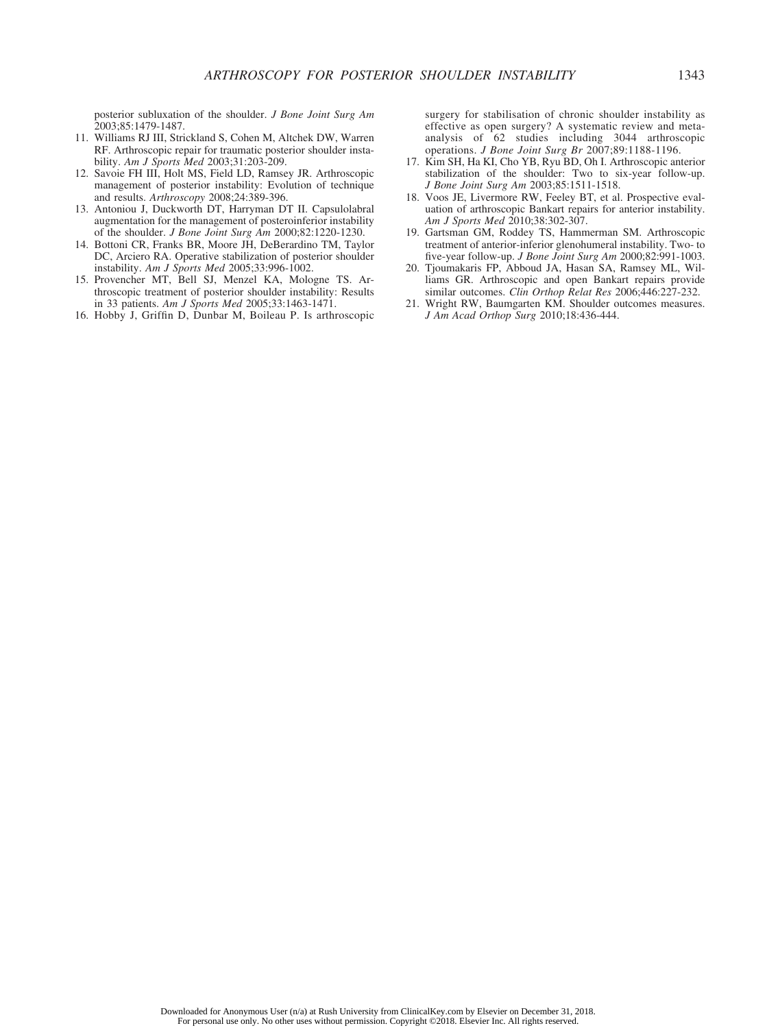posterior subluxation of the shoulder. *J Bone Joint Surg Am* 2003;85:1479-1487.

11. Williams RJ III, Strickland S, Cohen M, Altchek DW, Warren RF. Arthroscopic repair for traumatic posterior shoulder instability. *Am J Sports Med* 2003;31:203-209.
12. Savoie FH III, Holt MS, Field LD, Ramsey JR. Arthroscopic management of posterior instability: Evolution of technique and results. *Arthroscopy* 2008;24:389-396.
13. Antoniou J, Duckworth DT, Harryman DT II. Capsulolabral augmentation for the management of posteroinferior instability of the shoulder. *J Bone Joint Surg Am* 2000;82:1220-1230.
14. Bottoni CR, Franks BR, Moore JH, DeBerardino TM, Taylor DC, Arciero RA. Operative stabilization of posterior shoulder instability. *Am J Sports Med* 2005;33:996-1002.
15. Provencher MT, Bell SJ, Menzel KA, Mologne TS. Arthroscopic treatment of posterior shoulder instability: Results in 33 patients. *Am J Sports Med* 2005;33:1463-1471.
16. Hobby J, Griffin D, Dunbar M, Boileau P. Is arthroscopic surgery for stabilisation of chronic shoulder instability as effective as open surgery? A systematic review and meta-analysis of 62 studies including 3044 arthroscopic operations. *J Bone Joint Surg Br* 2007;89:1188-1196.
17. Kim SH, Ha KI, Cho YB, Ryu BD, Oh I. Arthroscopic anterior stabilization of the shoulder: Two to six-year follow-up. *J Bone Joint Surg Am* 2003;85:1511-1518.
18. Voos JE, Livermore RW, Feeley BT, et al. Prospective evaluation of arthroscopic Bankart repairs for anterior instability. *Am J Sports Med* 2010;38:302-307.
19. Gartsman GM, Roddey TS, Hammerman SM. Arthroscopic treatment of anterior-inferior glenohumeral instability. Two- to five-year follow-up. *J Bone Joint Surg Am* 2000;82:991-1003.
20. Tjoumakaris FP, Abboud JA, Hasan SA, Ramsey ML, Williams GR. Arthroscopic and open Bankart repairs provide similar outcomes. *Clin Orthop Relat Res* 2006;446:227-232.
21. Wright RW, Baumgarten KM. Shoulder outcomes measures. *J Am Acad Orthop Surg* 2010;18:436-444.

Downloaded for Anonymous User (n/a) at Rush University from ClinicalKey.com by Elsevier on December 31, 2018.
For personal use only. No other uses without permission. Copyright ©2018. Elsevier Inc. All rights reserved.